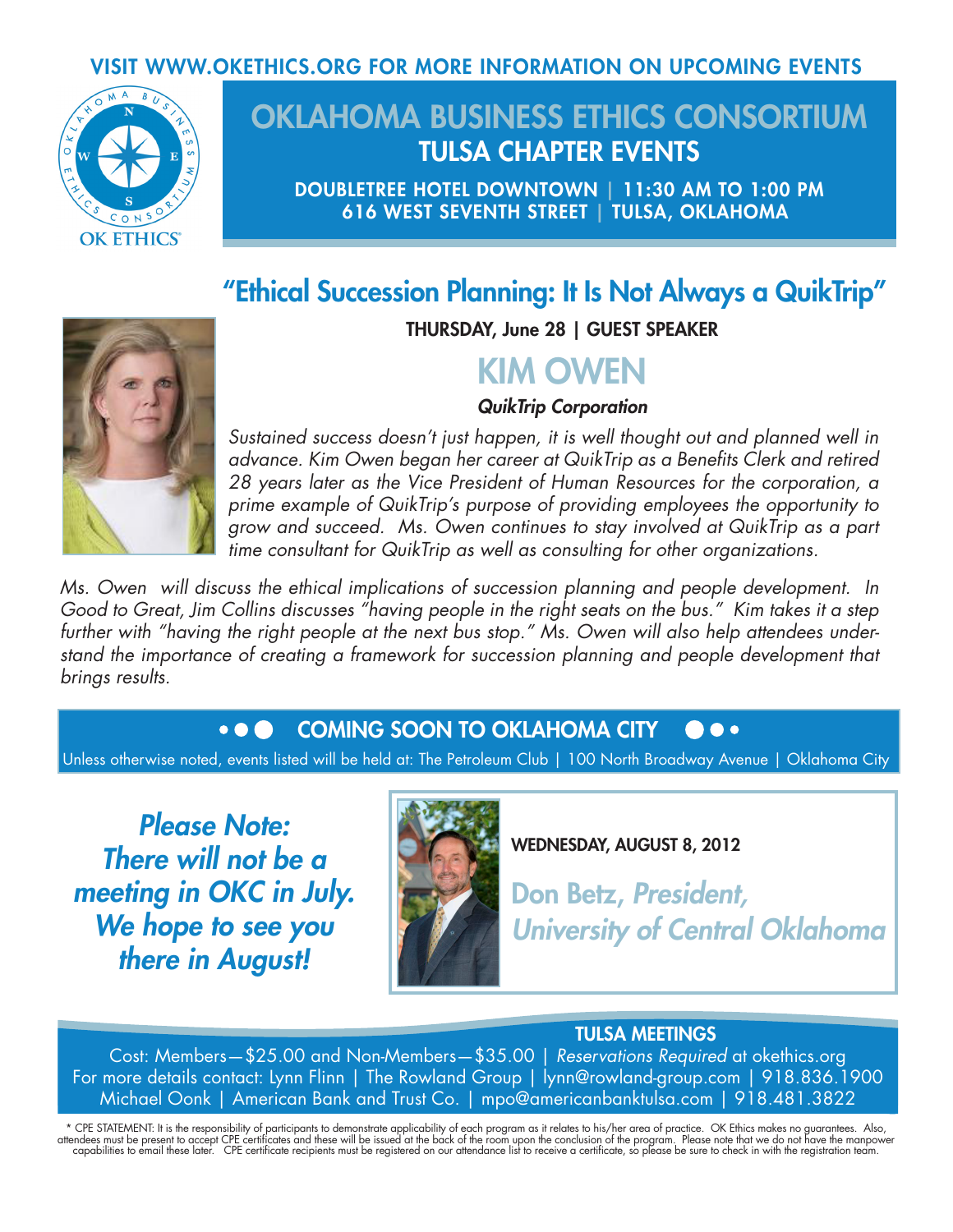VISIT WWW.OKETHICS.ORG FOR MORE INFORMATION ON UPCOMING EVENTS

OK ETHICS

# OKLAHOMA BUSINESS ETHICS CONSORTIUM

## TULSA CHAPTER EVENTS

DOUBLETREE HOTEL DOWNTOWN | 11:30 AM TO 1:00 PM
616 WEST SEVENTH STREET | TULSA, OKLAHOMA

## "Ethical Succession Planning: It Is Not Always a QuikTrip"

THURSDAY, June 28 | GUEST SPEAKER

### KIM OWEN

***QuikTrip Corporation***

*Sustained success doesn't just happen, it is well thought out and planned well in advance. Kim Owen began her career at QuikTrip as a Benefits Clerk and retired 28 years later as the Vice President of Human Resources for the corporation, a prime example of QuikTrip's purpose of providing employees the opportunity to grow and succeed. Ms. Owen continues to stay involved at QuikTrip as a part time consultant for QuikTrip as well as consulting for other organizations.*

*Ms. Owen will discuss the ethical implications of succession planning and people development. In Good to Great, Jim Collins discusses "having people in the right seats on the bus." Kim takes it a step further with "having the right people at the next bus stop." Ms. Owen will also help attendees understand the importance of creating a framework for succession planning and people development that brings results.*

## COMING SOON TO OKLAHOMA CITY

Unless otherwise noted, events listed will be held at: The Petroleum Club | 100 North Broadway Avenue | Oklahoma City

***Please Note: There will not be a meeting in OKC in July. We hope to see you there in August!***

WEDNESDAY, AUGUST 8, 2012

**Don Betz, *President, University of Central Oklahoma***

## TULSA MEETINGS

Cost: Members—$25.00 and Non-Members—$35.00 | *Reservations Required* at okethics.org
For more details contact: Lynn Flinn | The Rowland Group | lynn@rowland-group.com | 918.836.1900
Michael Oonk | American Bank and Trust Co. | mpo@americanbanktulsa.com | 918.481.3822

* CPE STATEMENT: It is the responsibility of participants to demonstrate applicability of each program as it relates to his/her area of practice. OK Ethics makes no guarantees. Also, attendees must be present to accept CPE certificates and these will be issued at the back of the room upon the conclusion of the program. Please note that we do not have the manpower capabilities to email these later. CPE certificate recipients must be registered on our attendance list to receive a certificate, so please be sure to check in with the registration team.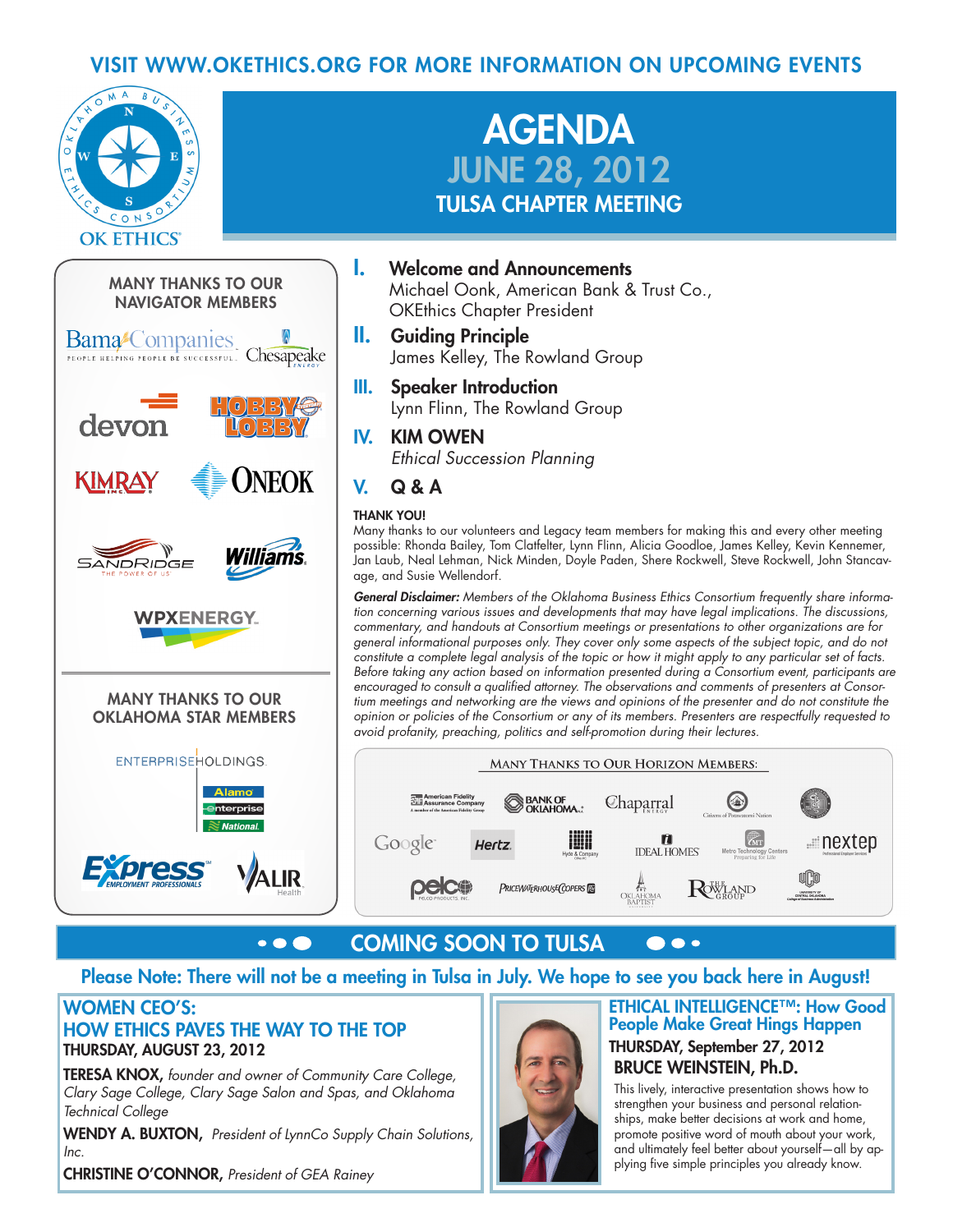VISIT WWW.OKETHICS.ORG FOR MORE INFORMATION ON UPCOMING EVENTS

OK ETHICS

# AGENDA

## JUNE 28, 2012

## TULSA CHAPTER MEETING

**I. Welcome and Announcements**
Michael Oonk, American Bank & Trust Co., OKEthics Chapter President

**II. Guiding Principle**
James Kelley, The Rowland Group

**III. Speaker Introduction**
Lynn Flinn, The Rowland Group

**IV. KIM OWEN**
*Ethical Succession Planning*

**V. Q & A**

**THANK YOU!**

Many thanks to our volunteers and Legacy team members for making this and every other meeting possible: Rhonda Bailey, Tom Clatfelter, Lynn Flinn, Alicia Goodloe, James Kelley, Kevin Kennemer, Jan Laub, Neal Lehman, Nick Minden, Doyle Paden, Shere Rockwell, Steve Rockwell, John Stancavage, and Susie Wellendorf.

***General Disclaimer:*** *Members of the Oklahoma Business Ethics Consortium frequently share information concerning various issues and developments that may have legal implications. The discussions, commentary, and handouts at Consortium meetings or presentations to other organizations are for general informational purposes only. They cover only some aspects of the subject topic, and do not constitute a complete legal analysis of the topic or how it might apply to any particular set of facts. Before taking any action based on information presented during a Consortium event, participants are encouraged to consult a qualified attorney. The observations and comments of presenters at Consortium meetings and networking are the views and opinions of the presenter and do not constitute the opinion or policies of the Consortium or any of its members. Presenters are respectfully requested to avoid profanity, preaching, politics and self-promotion during their lectures.*

### MANY THANKS TO OUR NAVIGATOR MEMBERS

Bama Companies, Chesapeake Energy, devon, Hobby Lobby, Kimray Inc., ONEOK, SandRidge, Williams, WPX Energy

### MANY THANKS TO OUR OKLAHOMA STAR MEMBERS

Enterprise Holdings (Alamo, Enterprise, National), Express Employment Professionals, Valir Health

### MANY THANKS TO OUR HORIZON MEMBERS:

American Fidelity Assurance Company, Bank of Oklahoma, Chaparral Energy, Citizen Potawatomi Nation, Google, Hertz, Hyde & Company, Ideal Homes, Metro Technology Centers, nextep, pelco Products, Inc., PricewaterhouseCoopers, Oklahoma Baptist University, The Rowland Group, University of Central Oklahoma College of Business Administration

## COMING SOON TO TULSA

**Please Note: There will not be a meeting in Tulsa in July. We hope to see you back here in August!**

### WOMEN CEO'S: HOW ETHICS PAVES THE WAY TO THE TOP

**THURSDAY, AUGUST 23, 2012**

**TERESA KNOX,** *founder and owner of Community Care College, Clary Sage College, Clary Sage Salon and Spas, and Oklahoma Technical College*

**WENDY A. BUXTON,** *President of LynnCo Supply Chain Solutions, Inc.*

**CHRISTINE O'CONNOR,** *President of GEA Rainey*

### ETHICAL INTELLIGENCE™: How Good People Make Great Hings Happen

**THURSDAY, September 27, 2012**

**BRUCE WEINSTEIN, Ph.D.**

This lively, interactive presentation shows how to strengthen your business and personal relationships, make better decisions at work and home, promote positive word of mouth about your work, and ultimately feel better about yourself—all by applying five simple principles you already know.